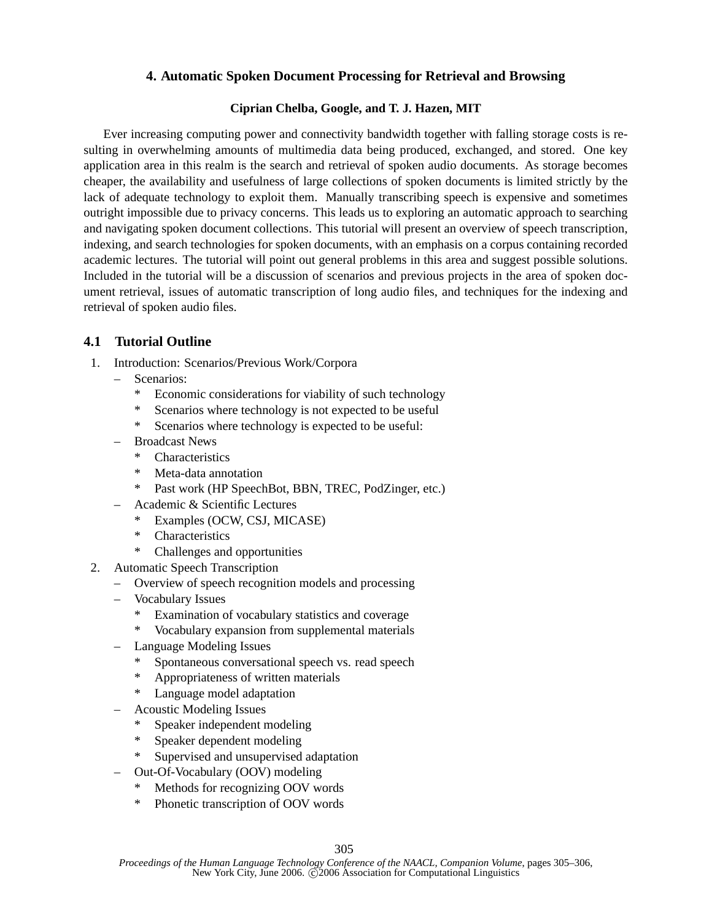## 4. Automatic Spoken Document Processing for Retrieval and Browsing

**Ciprian Chelba, Google, and T. J. Hazen, MIT**

Ever increasing computing power and connectivity bandwidth together with falling storage costs is resulting in overwhelming amounts of multimedia data being produced, exchanged, and stored. One key application area in this realm is the search and retrieval of spoken audio documents. As storage becomes cheaper, the availability and usefulness of large collections of spoken documents is limited strictly by the lack of adequate technology to exploit them. Manually transcribing speech is expensive and sometimes outright impossible due to privacy concerns. This leads us to exploring an automatic approach to searching and navigating spoken document collections. This tutorial will present an overview of speech transcription, indexing, and search technologies for spoken documents, with an emphasis on a corpus containing recorded academic lectures. The tutorial will point out general problems in this area and suggest possible solutions. Included in the tutorial will be a discussion of scenarios and previous projects in the area of spoken document retrieval, issues of automatic transcription of long audio files, and techniques for the indexing and retrieval of spoken audio files.

### 4.1 Tutorial Outline

1. Introduction: Scenarios/Previous Work/Corpora
   - Scenarios:
     - Economic considerations for viability of such technology
     - Scenarios where technology is not expected to be useful
     - Scenarios where technology is expected to be useful:
   - Broadcast News
     - Characteristics
     - Meta-data annotation
     - Past work (HP SpeechBot, BBN, TREC, PodZinger, etc.)
   - Academic & Scientific Lectures
     - Examples (OCW, CSJ, MICASE)
     - Characteristics
     - Challenges and opportunities
2. Automatic Speech Transcription
   - Overview of speech recognition models and processing
   - Vocabulary Issues
     - Examination of vocabulary statistics and coverage
     - Vocabulary expansion from supplemental materials
   - Language Modeling Issues
     - Spontaneous conversational speech vs. read speech
     - Appropriateness of written materials
     - Language model adaptation
   - Acoustic Modeling Issues
     - Speaker independent modeling
     - Speaker dependent modeling
     - Supervised and unsupervised adaptation
   - Out-Of-Vocabulary (OOV) modeling
     - Methods for recognizing OOV words
     - Phonetic transcription of OOV words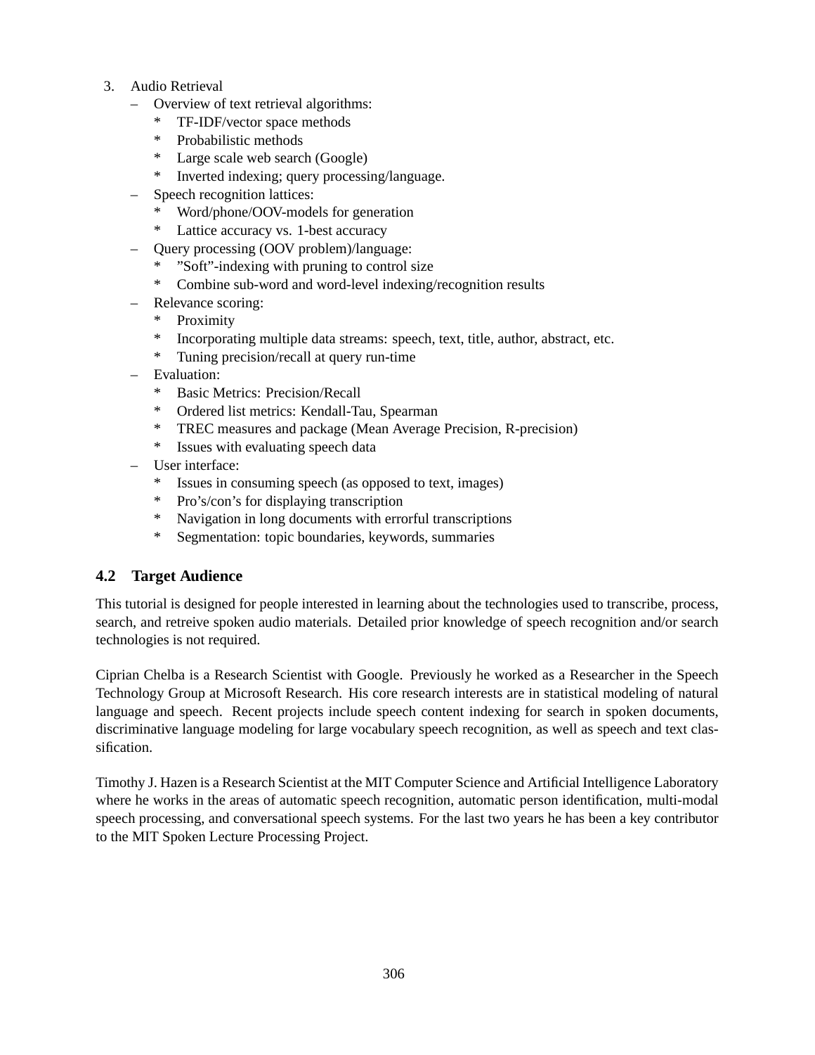3. Audio Retrieval
   - Overview of text retrieval algorithms:
     * TF-IDF/vector space methods
     * Probabilistic methods
     * Large scale web search (Google)
     * Inverted indexing; query processing/language.
   - Speech recognition lattices:
     * Word/phone/OOV-models for generation
     * Lattice accuracy vs. 1-best accuracy
   - Query processing (OOV problem)/language:
     * ”Soft”-indexing with pruning to control size
     * Combine sub-word and word-level indexing/recognition results
   - Relevance scoring:
     * Proximity
     * Incorporating multiple data streams: speech, text, title, author, abstract, etc.
     * Tuning precision/recall at query run-time
   - Evaluation:
     * Basic Metrics: Precision/Recall
     * Ordered list metrics: Kendall-Tau, Spearman
     * TREC measures and package (Mean Average Precision, R-precision)
     * Issues with evaluating speech data
   - User interface:
     * Issues in consuming speech (as opposed to text, images)
     * Pro’s/con’s for displaying transcription
     * Navigation in long documents with errorful transcriptions
     * Segmentation: topic boundaries, keywords, summaries

## 4.2 Target Audience

This tutorial is designed for people interested in learning about the technologies used to transcribe, process, search, and retreive spoken audio materials. Detailed prior knowledge of speech recognition and/or search technologies is not required.

Ciprian Chelba is a Research Scientist with Google. Previously he worked as a Researcher in the Speech Technology Group at Microsoft Research. His core research interests are in statistical modeling of natural language and speech. Recent projects include speech content indexing for search in spoken documents, discriminative language modeling for large vocabulary speech recognition, as well as speech and text classification.

Timothy J. Hazen is a Research Scientist at the MIT Computer Science and Artificial Intelligence Laboratory where he works in the areas of automatic speech recognition, automatic person identification, multi-modal speech processing, and conversational speech systems. For the last two years he has been a key contributor to the MIT Spoken Lecture Processing Project.